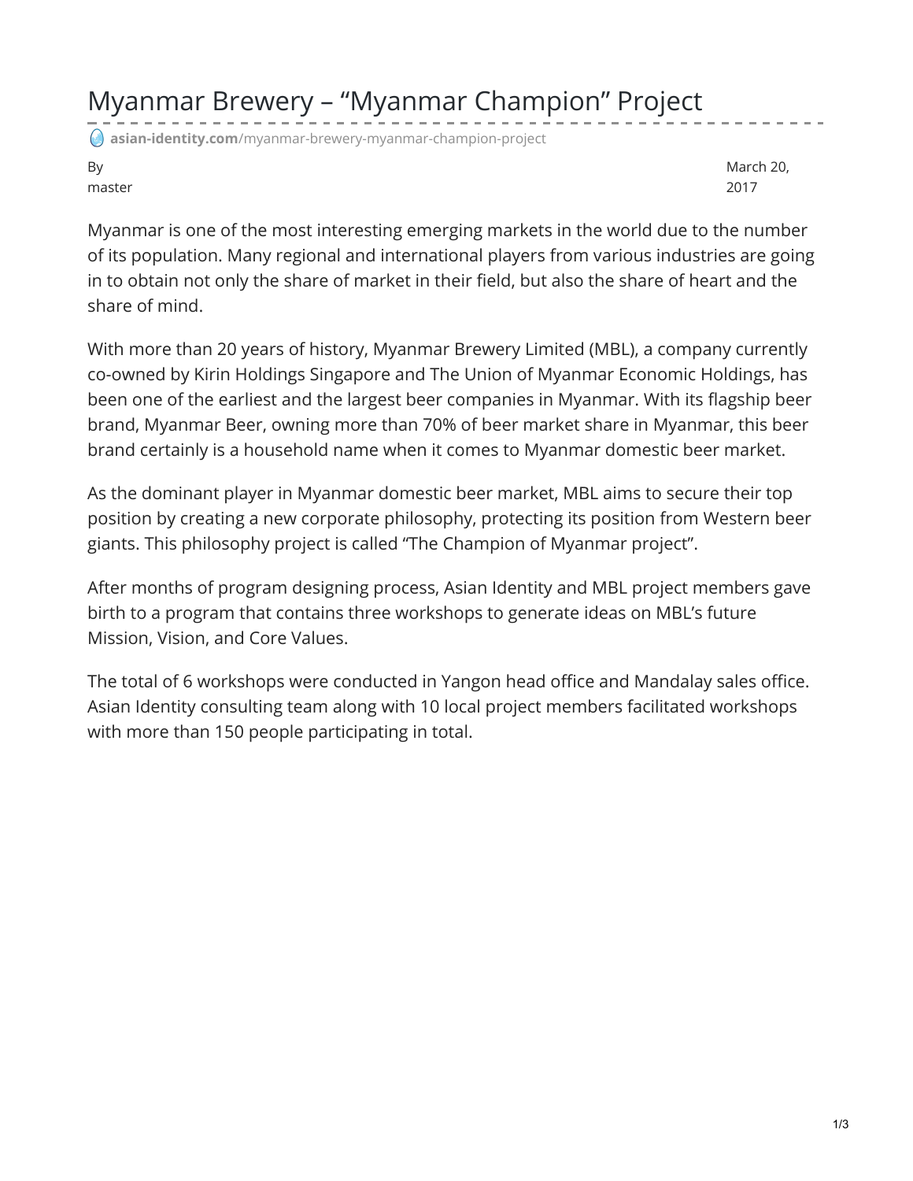# Myanmar Brewery – “Myanmar Champion” Project

**asian-identity.com**/myanmar-brewery-myanmar-champion-project

By master

March 20, 2017

Myanmar is one of the most interesting emerging markets in the world due to the number of its population. Many regional and international players from various industries are going in to obtain not only the share of market in their field, but also the share of heart and the share of mind.

With more than 20 years of history, Myanmar Brewery Limited (MBL), a company currently co-owned by Kirin Holdings Singapore and The Union of Myanmar Economic Holdings, has been one of the earliest and the largest beer companies in Myanmar. With its flagship beer brand, Myanmar Beer, owning more than 70% of beer market share in Myanmar, this beer brand certainly is a household name when it comes to Myanmar domestic beer market.

As the dominant player in Myanmar domestic beer market, MBL aims to secure their top position by creating a new corporate philosophy, protecting its position from Western beer giants. This philosophy project is called “The Champion of Myanmar project”.

After months of program designing process, Asian Identity and MBL project members gave birth to a program that contains three workshops to generate ideas on MBL’s future Mission, Vision, and Core Values.

The total of 6 workshops were conducted in Yangon head office and Mandalay sales office. Asian Identity consulting team along with 10 local project members facilitated workshops with more than 150 people participating in total.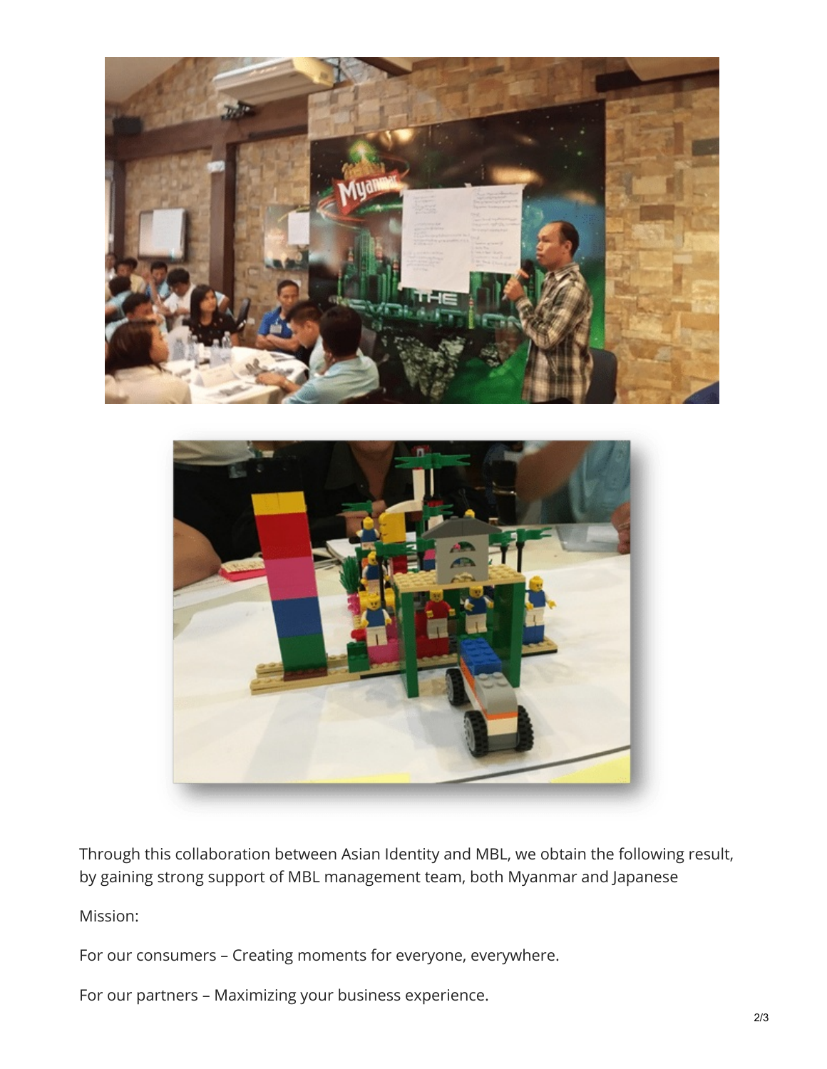Through this collaboration between Asian Identity and MBL, we obtain the following result, by gaining strong support of MBL management team, both Myanmar and Japanese

Mission:

For our consumers – Creating moments for everyone, everywhere.

For our partners – Maximizing your business experience.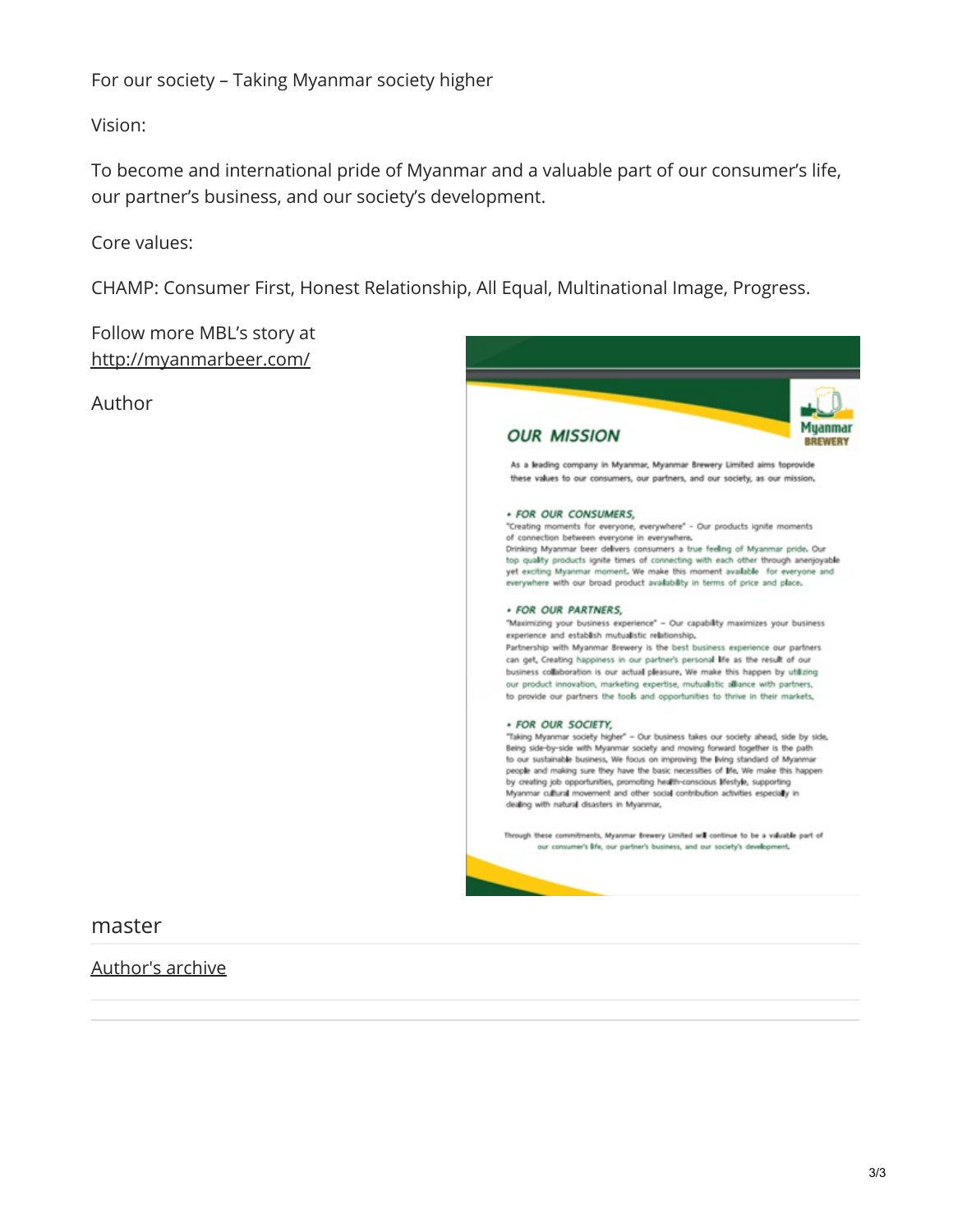For our society – Taking Myanmar society higher

Vision:

To become and international pride of Myanmar and a valuable part of our consumer's life, our partner's business, and our society's development.

Core values:

CHAMP: Consumer First, Honest Relationship, All Equal, Multinational Image, Progress.

Follow more MBL's story at
http://myanmarbeer.com/

Author

## OUR MISSION

Myanmar BREWERY

As a leading company in Myanmar, Myanmar Brewery Limited aims toprovide these values to our consumers, our partners, and our society, as our mission.

- ***FOR OUR CONSUMERS,***

"Creating moments for everyone, everywhere" – Our products ignite moments of connection between everyone in everywhere.
Drinking Myanmar beer delivers consumers a true feeling of Myanmar pride. Our top quality products ignite times of connecting with each other through anenjoyable yet exciting Myanmar moment. We make this moment available for everyone and everywhere with our broad product availability in terms of price and place.

- ***FOR OUR PARTNERS,***

"Maximizing your business experience" – Our capability maximizes your business experience and establish mutualistic relationship.
Partnership with Myanmar Brewery is the best business experience our partners can get. Creating happiness in our partner's personal life as the result of our business collaboration is our actual pleasure. We make this happen by utilizing our product innovation, marketing expertise, mutualistic alliance with partners, to provide our partners the tools and opportunities to thrive in their markets.

- ***FOR OUR SOCIETY,***

"Taking Myanmar society higher" – Our business takes our society ahead, side by side. Being side-by-side with Myanmar society and moving forward together is the path to our sustainable business. We focus on improving the living standard of Myanmar people and making sure they have the basic necessities of life. We make this happen by creating job opportunities, promoting health-conscious lifestyle, supporting Myanmar cultural movement and other social contribution activities especially in dealing with natural disasters in Myanmar.

Through these commitments, Myanmar Brewery Limited will continue to be a valuable part of our consumer's life, our partner's business, and our society's development.

master

Author's archive